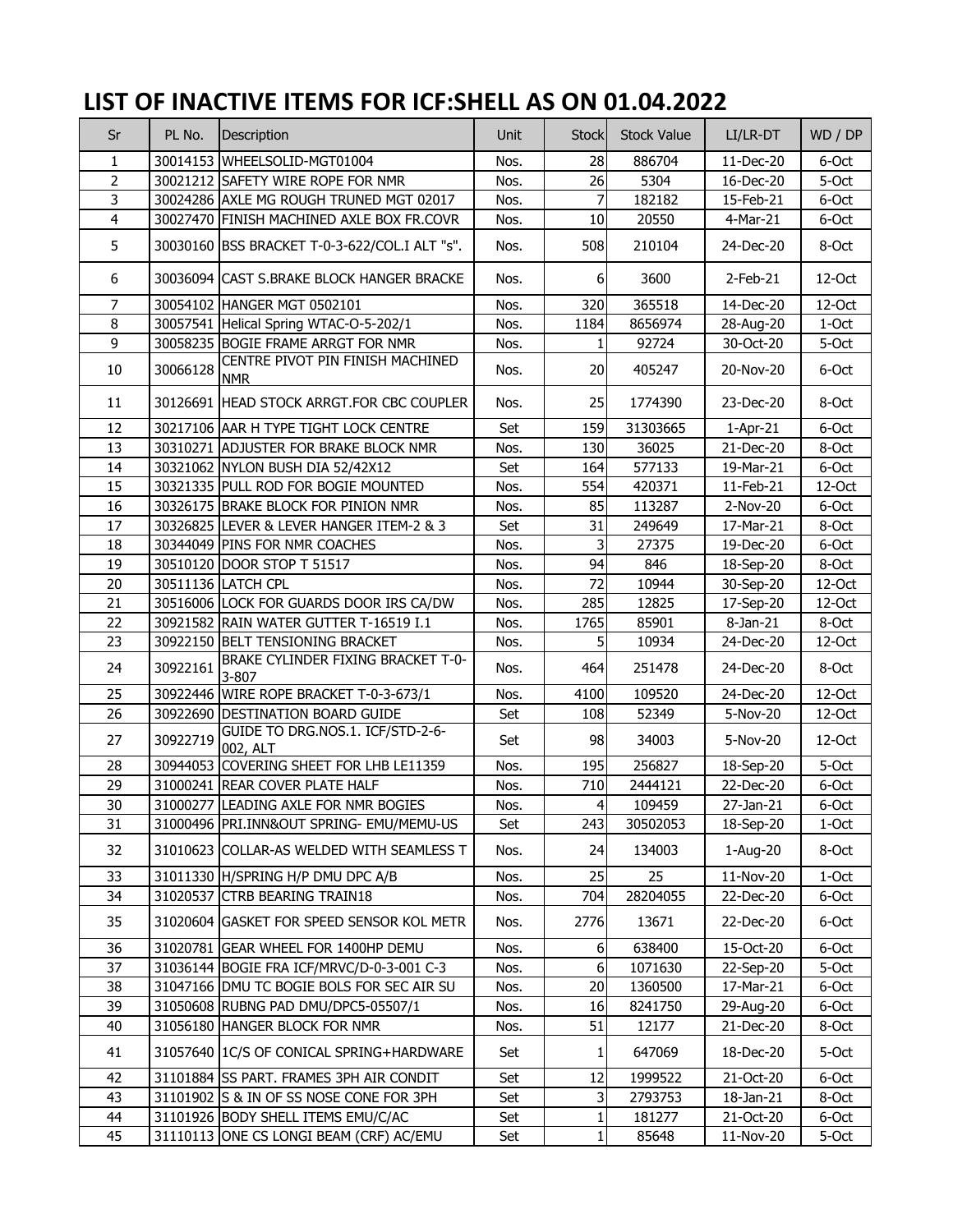# LIST OF INACTIVE ITEMS FOR ICF:SHELL AS ON 01.04.2022

| Sr | PL No. | Description | Unit | Stock | Stock Value | LI/LR-DT | WD / DP |
|---|---|---|---|---|---|---|---|
| 1 | 30014153 | WHEELSOLID-MGT01004 | Nos. | 28 | 886704 | 11-Dec-20 | 6-Oct |
| 2 | 30021212 | SAFETY WIRE ROPE FOR NMR | Nos. | 26 | 5304 | 16-Dec-20 | 5-Oct |
| 3 | 30024286 | AXLE MG ROUGH TRUNED MGT 02017 | Nos. | 7 | 182182 | 15-Feb-21 | 6-Oct |
| 4 | 30027470 | FINISH MACHINED AXLE BOX FR.COVR | Nos. | 10 | 20550 | 4-Mar-21 | 6-Oct |
| 5 | 30030160 | BSS BRACKET T-0-3-622/COL.I ALT "s". | Nos. | 508 | 210104 | 24-Dec-20 | 8-Oct |
| 6 | 30036094 | CAST S.BRAKE BLOCK HANGER BRACKE | Nos. | 6 | 3600 | 2-Feb-21 | 12-Oct |
| 7 | 30054102 | HANGER MGT 0502101 | Nos. | 320 | 365518 | 14-Dec-20 | 12-Oct |
| 8 | 30057541 | Helical Spring WTAC-O-5-202/1 | Nos. | 1184 | 8656974 | 28-Aug-20 | 1-Oct |
| 9 | 30058235 | BOGIE FRAME ARRGT FOR NMR | Nos. | 1 | 92724 | 30-Oct-20 | 5-Oct |
| 10 | 30066128 | CENTRE PIVOT PIN FINISH MACHINED NMR | Nos. | 20 | 405247 | 20-Nov-20 | 6-Oct |
| 11 | 30126691 | HEAD STOCK ARRGT.FOR CBC COUPLER | Nos. | 25 | 1774390 | 23-Dec-20 | 8-Oct |
| 12 | 30217106 | AAR H TYPE TIGHT LOCK CENTRE | Set | 159 | 31303665 | 1-Apr-21 | 6-Oct |
| 13 | 30310271 | ADJUSTER FOR BRAKE BLOCK NMR | Nos. | 130 | 36025 | 21-Dec-20 | 8-Oct |
| 14 | 30321062 | NYLON BUSH DIA 52/42X12 | Set | 164 | 577133 | 19-Mar-21 | 6-Oct |
| 15 | 30321335 | PULL ROD FOR BOGIE MOUNTED | Nos. | 554 | 420371 | 11-Feb-21 | 12-Oct |
| 16 | 30326175 | BRAKE BLOCK FOR PINION NMR | Nos. | 85 | 113287 | 2-Nov-20 | 6-Oct |
| 17 | 30326825 | LEVER & LEVER HANGER ITEM-2 & 3 | Set | 31 | 249649 | 17-Mar-21 | 8-Oct |
| 18 | 30344049 | PINS FOR NMR COACHES | Nos. | 3 | 27375 | 19-Dec-20 | 6-Oct |
| 19 | 30510120 | DOOR STOP T 51517 | Nos. | 94 | 846 | 18-Sep-20 | 8-Oct |
| 20 | 30511136 | LATCH CPL | Nos. | 72 | 10944 | 30-Sep-20 | 12-Oct |
| 21 | 30516006 | LOCK FOR GUARDS DOOR IRS CA/DW | Nos. | 285 | 12825 | 17-Sep-20 | 12-Oct |
| 22 | 30921582 | RAIN WATER GUTTER T-16519 I.1 | Nos. | 1765 | 85901 | 8-Jan-21 | 8-Oct |
| 23 | 30922150 | BELT TENSIONING BRACKET | Nos. | 5 | 10934 | 24-Dec-20 | 12-Oct |
| 24 | 30922161 | BRAKE CYLINDER FIXING BRACKET T-0-3-807 | Nos. | 464 | 251478 | 24-Dec-20 | 8-Oct |
| 25 | 30922446 | WIRE ROPE BRACKET T-0-3-673/1 | Nos. | 4100 | 109520 | 24-Dec-20 | 12-Oct |
| 26 | 30922690 | DESTINATION BOARD GUIDE | Set | 108 | 52349 | 5-Nov-20 | 12-Oct |
| 27 | 30922719 | GUIDE TO DRG.NOS.1. ICF/STD-2-6-002, ALT | Set | 98 | 34003 | 5-Nov-20 | 12-Oct |
| 28 | 30944053 | COVERING SHEET FOR LHB LE11359 | Nos. | 195 | 256827 | 18-Sep-20 | 5-Oct |
| 29 | 31000241 | REAR COVER PLATE HALF | Nos. | 710 | 2444121 | 22-Dec-20 | 6-Oct |
| 30 | 31000277 | LEADING AXLE FOR NMR BOGIES | Nos. | 4 | 109459 | 27-Jan-21 | 6-Oct |
| 31 | 31000496 | PRI.INN&OUT SPRING- EMU/MEMU-US | Set | 243 | 30502053 | 18-Sep-20 | 1-Oct |
| 32 | 31010623 | COLLAR-AS WELDED WITH SEAMLESS T | Nos. | 24 | 134003 | 1-Aug-20 | 8-Oct |
| 33 | 31011330 | H/SPRING H/P DMU DPC A/B | Nos. | 25 | 25 | 11-Nov-20 | 1-Oct |
| 34 | 31020537 | CTRB BEARING TRAIN18 | Nos. | 704 | 28204055 | 22-Dec-20 | 6-Oct |
| 35 | 31020604 | GASKET FOR SPEED SENSOR KOL METR | Nos. | 2776 | 13671 | 22-Dec-20 | 6-Oct |
| 36 | 31020781 | GEAR WHEEL FOR 1400HP DEMU | Nos. | 6 | 638400 | 15-Oct-20 | 6-Oct |
| 37 | 31036144 | BOGIE FRA ICF/MRVC/D-0-3-001 C-3 | Nos. | 6 | 1071630 | 22-Sep-20 | 5-Oct |
| 38 | 31047166 | DMU TC BOGIE BOLS FOR SEC AIR SU | Nos. | 20 | 1360500 | 17-Mar-21 | 6-Oct |
| 39 | 31050608 | RUBNG PAD DMU/DPC5-05507/1 | Nos. | 16 | 8241750 | 29-Aug-20 | 6-Oct |
| 40 | 31056180 | HANGER BLOCK FOR NMR | Nos. | 51 | 12177 | 21-Dec-20 | 8-Oct |
| 41 | 31057640 | 1C/S OF CONICAL SPRING+HARDWARE | Set | 1 | 647069 | 18-Dec-20 | 5-Oct |
| 42 | 31101884 | SS PART. FRAMES 3PH AIR CONDIT | Set | 12 | 1999522 | 21-Oct-20 | 6-Oct |
| 43 | 31101902 | S & IN OF SS NOSE CONE FOR 3PH | Set | 3 | 2793753 | 18-Jan-21 | 8-Oct |
| 44 | 31101926 | BODY SHELL ITEMS EMU/C/AC | Set | 1 | 181277 | 21-Oct-20 | 6-Oct |
| 45 | 31110113 | ONE CS LONGI BEAM (CRF) AC/EMU | Set | 1 | 85648 | 11-Nov-20 | 5-Oct |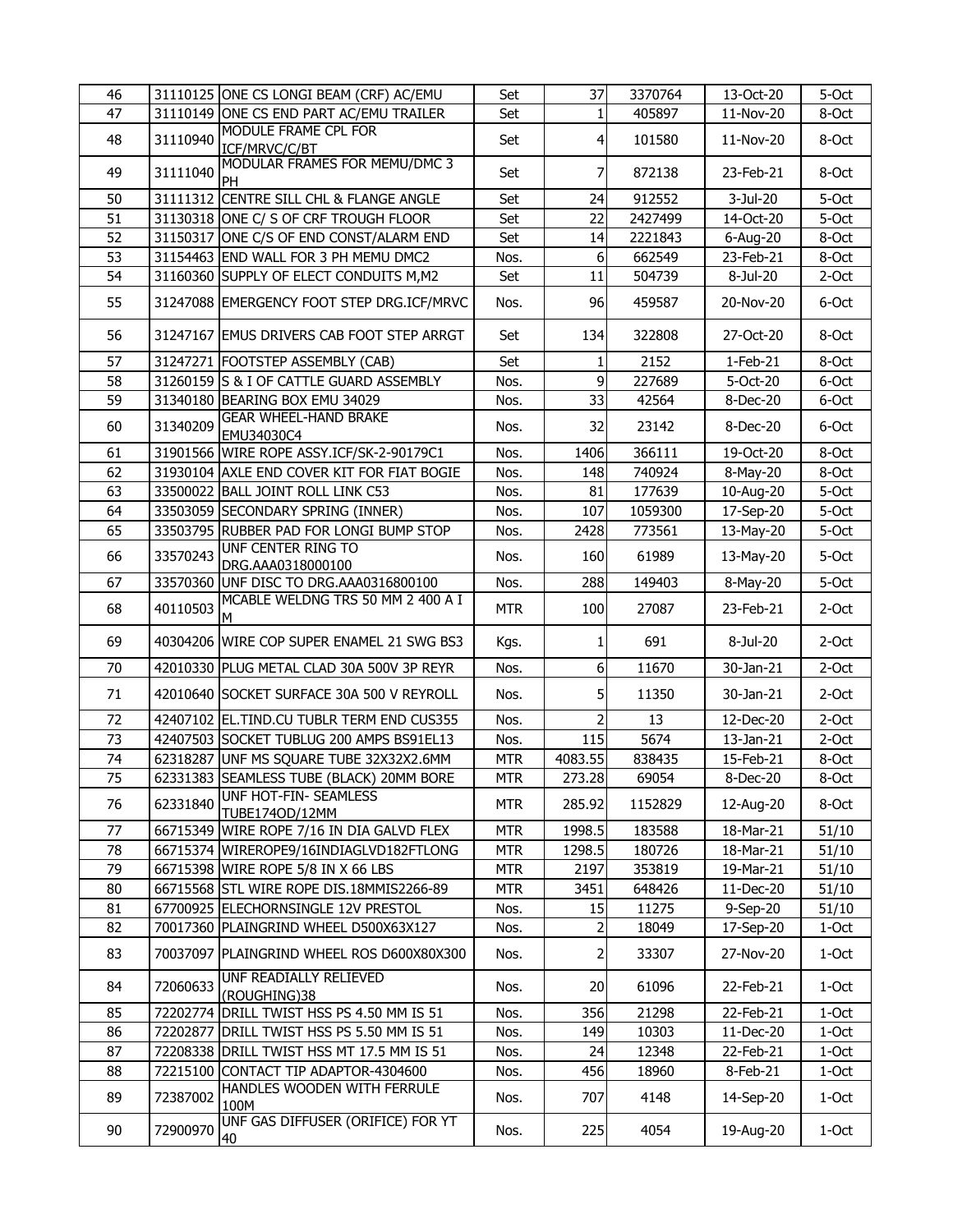| 46 | 31110125 | ONE CS LONGI BEAM (CRF) AC/EMU | Set | 37 | 3370764 | 13-Oct-20 | 5-Oct |
|---|---|---|---|---|---|---|---|
| 47 | 31110149 | ONE CS END PART AC/EMU TRAILER | Set | 1 | 405897 | 11-Nov-20 | 8-Oct |
| 48 | 31110940 | MODULE FRAME CPL FOR ICF/MRVC/C/BT | Set | 4 | 101580 | 11-Nov-20 | 8-Oct |
| 49 | 31111040 | MODULAR FRAMES FOR MEMU/DMC 3 PH | Set | 7 | 872138 | 23-Feb-21 | 8-Oct |
| 50 | 31111312 | CENTRE SILL CHL & FLANGE ANGLE | Set | 24 | 912552 | 3-Jul-20 | 5-Oct |
| 51 | 31130318 | ONE C/ S OF CRF TROUGH FLOOR | Set | 22 | 2427499 | 14-Oct-20 | 5-Oct |
| 52 | 31150317 | ONE C/S OF END CONST/ALARM END | Set | 14 | 2221843 | 6-Aug-20 | 8-Oct |
| 53 | 31154463 | END WALL FOR 3 PH MEMU DMC2 | Nos. | 6 | 662549 | 23-Feb-21 | 8-Oct |
| 54 | 31160360 | SUPPLY OF ELECT CONDUITS M,M2 | Set | 11 | 504739 | 8-Jul-20 | 2-Oct |
| 55 | 31247088 | EMERGENCY FOOT STEP DRG.ICF/MRVC | Nos. | 96 | 459587 | 20-Nov-20 | 6-Oct |
| 56 | 31247167 | EMUS DRIVERS CAB FOOT STEP ARRGT | Set | 134 | 322808 | 27-Oct-20 | 8-Oct |
| 57 | 31247271 | FOOTSTEP ASSEMBLY (CAB) | Set | 1 | 2152 | 1-Feb-21 | 8-Oct |
| 58 | 31260159 | S & I OF CATTLE GUARD ASSEMBLY | Nos. | 9 | 227689 | 5-Oct-20 | 6-Oct |
| 59 | 31340180 | BEARING BOX EMU 34029 | Nos. | 33 | 42564 | 8-Dec-20 | 6-Oct |
| 60 | 31340209 | GEAR WHEEL-HAND BRAKE EMU34030C4 | Nos. | 32 | 23142 | 8-Dec-20 | 6-Oct |
| 61 | 31901566 | WIRE ROPE ASSY.ICF/SK-2-90179C1 | Nos. | 1406 | 366111 | 19-Oct-20 | 8-Oct |
| 62 | 31930104 | AXLE END COVER KIT FOR FIAT BOGIE | Nos. | 148 | 740924 | 8-May-20 | 8-Oct |
| 63 | 33500022 | BALL JOINT ROLL LINK C53 | Nos. | 81 | 177639 | 10-Aug-20 | 5-Oct |
| 64 | 33503059 | SECONDARY SPRING (INNER) | Nos. | 107 | 1059300 | 17-Sep-20 | 5-Oct |
| 65 | 33503795 | RUBBER PAD FOR LONGI BUMP STOP | Nos. | 2428 | 773561 | 13-May-20 | 5-Oct |
| 66 | 33570243 | UNF CENTER RING TO DRG.AAA0318000100 | Nos. | 160 | 61989 | 13-May-20 | 5-Oct |
| 67 | 33570360 | UNF DISC TO DRG.AAA0316800100 | Nos. | 288 | 149403 | 8-May-20 | 5-Oct |
| 68 | 40110503 | MCABLE WELDNG TRS 50 MM 2 400 A I M | MTR | 100 | 27087 | 23-Feb-21 | 2-Oct |
| 69 | 40304206 | WIRE COP SUPER ENAMEL 21 SWG BS3 | Kgs. | 1 | 691 | 8-Jul-20 | 2-Oct |
| 70 | 42010330 | PLUG METAL CLAD 30A 500V 3P REYR | Nos. | 6 | 11670 | 30-Jan-21 | 2-Oct |
| 71 | 42010640 | SOCKET SURFACE 30A 500 V REYROLL | Nos. | 5 | 11350 | 30-Jan-21 | 2-Oct |
| 72 | 42407102 | EL.TIND.CU TUBLR TERM END CUS355 | Nos. | 2 | 13 | 12-Dec-20 | 2-Oct |
| 73 | 42407503 | SOCKET TUBLUG 200 AMPS BS91EL13 | Nos. | 115 | 5674 | 13-Jan-21 | 2-Oct |
| 74 | 62318287 | UNF MS SQUARE TUBE 32X32X2.6MM | MTR | 4083.55 | 838435 | 15-Feb-21 | 8-Oct |
| 75 | 62331383 | SEAMLESS TUBE (BLACK) 20MM BORE | MTR | 273.28 | 69054 | 8-Dec-20 | 8-Oct |
| 76 | 62331840 | UNF HOT-FIN- SEAMLESS TUBE174OD/12MM | MTR | 285.92 | 1152829 | 12-Aug-20 | 8-Oct |
| 77 | 66715349 | WIRE ROPE 7/16 IN DIA GALVD FLEX | MTR | 1998.5 | 183588 | 18-Mar-21 | 51/10 |
| 78 | 66715374 | WIREROPE9/16INDIAGLVD182FTLONG | MTR | 1298.5 | 180726 | 18-Mar-21 | 51/10 |
| 79 | 66715398 | WIRE ROPE 5/8 IN X 66 LBS | MTR | 2197 | 353819 | 19-Mar-21 | 51/10 |
| 80 | 66715568 | STL WIRE ROPE DIS.18MMIS2266-89 | MTR | 3451 | 648426 | 11-Dec-20 | 51/10 |
| 81 | 67700925 | ELECHORNSINGLE 12V PRESTOL | Nos. | 15 | 11275 | 9-Sep-20 | 51/10 |
| 82 | 70017360 | PLAINGRIND WHEEL D500X63X127 | Nos. | 2 | 18049 | 17-Sep-20 | 1-Oct |
| 83 | 70037097 | PLAINGRIND WHEEL ROS D600X80X300 | Nos. | 2 | 33307 | 27-Nov-20 | 1-Oct |
| 84 | 72060633 | UNF READIALLY RELIEVED (ROUGHING)38 | Nos. | 20 | 61096 | 22-Feb-21 | 1-Oct |
| 85 | 72202774 | DRILL TWIST HSS PS 4.50 MM IS 51 | Nos. | 356 | 21298 | 22-Feb-21 | 1-Oct |
| 86 | 72202877 | DRILL TWIST HSS PS 5.50 MM IS 51 | Nos. | 149 | 10303 | 11-Dec-20 | 1-Oct |
| 87 | 72208338 | DRILL TWIST HSS MT 17.5 MM IS 51 | Nos. | 24 | 12348 | 22-Feb-21 | 1-Oct |
| 88 | 72215100 | CONTACT TIP ADAPTOR-4304600 | Nos. | 456 | 18960 | 8-Feb-21 | 1-Oct |
| 89 | 72387002 | HANDLES WOODEN WITH FERRULE 100M | Nos. | 707 | 4148 | 14-Sep-20 | 1-Oct |
| 90 | 72900970 | UNF GAS DIFFUSER (ORIFICE) FOR YT 40 | Nos. | 225 | 4054 | 19-Aug-20 | 1-Oct |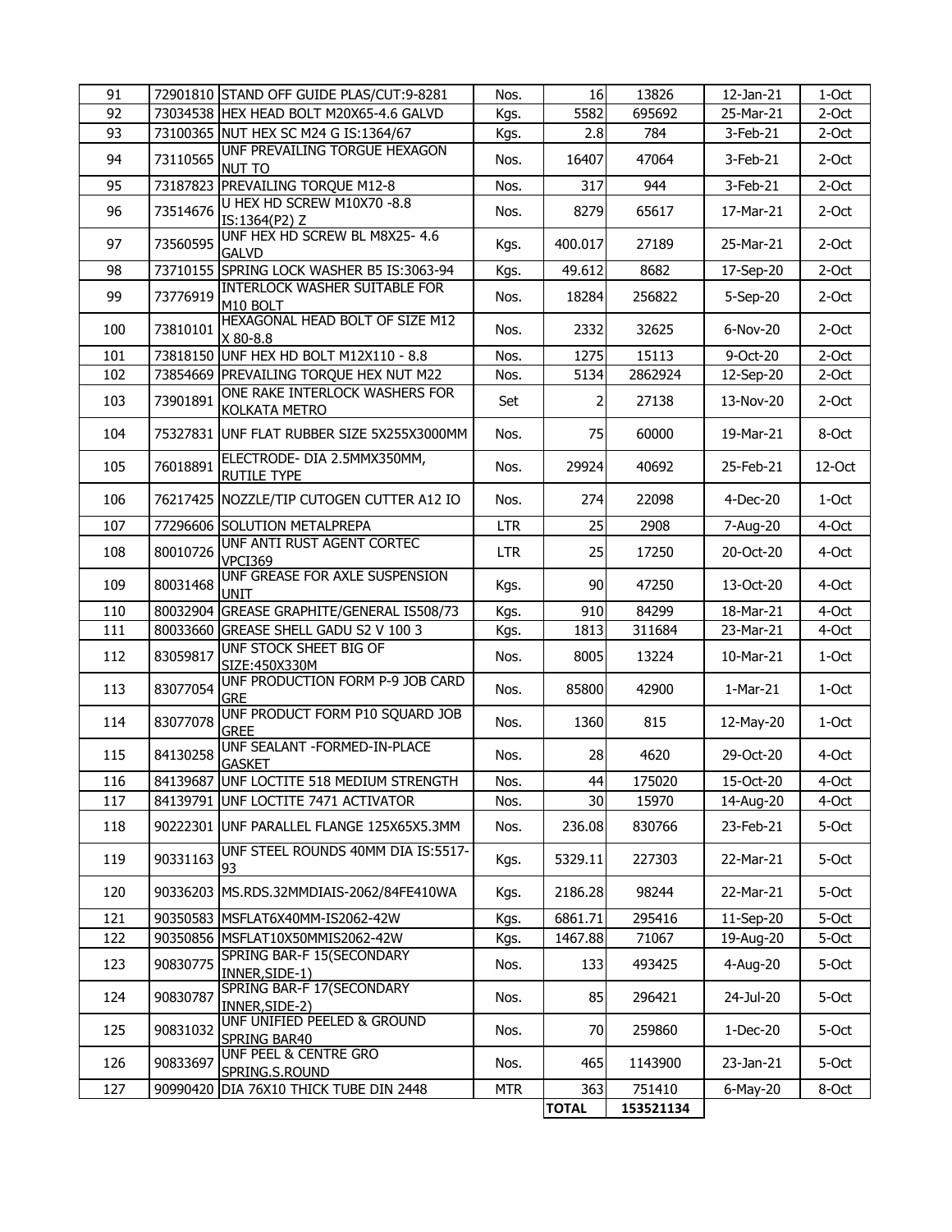| | | | | | | | |
|---|---|---|---|---|---|---|---|
| 91 | 72901810 | STAND OFF GUIDE PLAS/CUT:9-8281 | Nos. | 16 | 13826 | 12-Jan-21 | 1-Oct |
| 92 | 73034538 | HEX HEAD BOLT M20X65-4.6 GALVD | Kgs. | 5582 | 695692 | 25-Mar-21 | 2-Oct |
| 93 | 73100365 | NUT HEX SC M24 G IS:1364/67 | Kgs. | 2.8 | 784 | 3-Feb-21 | 2-Oct |
| 94 | 73110565 | UNF PREVAILING TORGUE HEXAGON NUT TO | Nos. | 16407 | 47064 | 3-Feb-21 | 2-Oct |
| 95 | 73187823 | PREVAILING TORQUE M12-8 | Nos. | 317 | 944 | 3-Feb-21 | 2-Oct |
| 96 | 73514676 | U HEX HD SCREW M10X70 -8.8 IS:1364(P2) Z | Nos. | 8279 | 65617 | 17-Mar-21 | 2-Oct |
| 97 | 73560595 | UNF HEX HD SCREW BL M8X25- 4.6 GALVD | Kgs. | 400.017 | 27189 | 25-Mar-21 | 2-Oct |
| 98 | 73710155 | SPRING LOCK WASHER B5 IS:3063-94 | Kgs. | 49.612 | 8682 | 17-Sep-20 | 2-Oct |
| 99 | 73776919 | INTERLOCK WASHER SUITABLE FOR M10 BOLT | Nos. | 18284 | 256822 | 5-Sep-20 | 2-Oct |
| 100 | 73810101 | HEXAGONAL HEAD BOLT OF SIZE M12 X 80-8.8 | Nos. | 2332 | 32625 | 6-Nov-20 | 2-Oct |
| 101 | 73818150 | UNF HEX HD BOLT M12X110 - 8.8 | Nos. | 1275 | 15113 | 9-Oct-20 | 2-Oct |
| 102 | 73854669 | PREVAILING TORQUE HEX NUT M22 | Nos. | 5134 | 2862924 | 12-Sep-20 | 2-Oct |
| 103 | 73901891 | ONE RAKE INTERLOCK WASHERS FOR KOLKATA METRO | Set | 2 | 27138 | 13-Nov-20 | 2-Oct |
| 104 | 75327831 | UNF FLAT RUBBER SIZE 5X255X3000MM | Nos. | 75 | 60000 | 19-Mar-21 | 8-Oct |
| 105 | 76018891 | ELECTRODE- DIA 2.5MMX350MM, RUTILE TYPE | Nos. | 29924 | 40692 | 25-Feb-21 | 12-Oct |
| 106 | 76217425 | NOZZLE/TIP CUTOGEN CUTTER A12 IO | Nos. | 274 | 22098 | 4-Dec-20 | 1-Oct |
| 107 | 77296606 | SOLUTION METALPREPA | LTR | 25 | 2908 | 7-Aug-20 | 4-Oct |
| 108 | 80010726 | UNF ANTI RUST AGENT CORTEC VPCI369 | LTR | 25 | 17250 | 20-Oct-20 | 4-Oct |
| 109 | 80031468 | UNF GREASE FOR AXLE SUSPENSION UNIT | Kgs. | 90 | 47250 | 13-Oct-20 | 4-Oct |
| 110 | 80032904 | GREASE GRAPHITE/GENERAL IS508/73 | Kgs. | 910 | 84299 | 18-Mar-21 | 4-Oct |
| 111 | 80033660 | GREASE SHELL GADU S2 V 100 3 | Kgs. | 1813 | 311684 | 23-Mar-21 | 4-Oct |
| 112 | 83059817 | UNF STOCK SHEET BIG OF SIZE:450X330M | Nos. | 8005 | 13224 | 10-Mar-21 | 1-Oct |
| 113 | 83077054 | UNF PRODUCTION FORM P-9 JOB CARD GRE | Nos. | 85800 | 42900 | 1-Mar-21 | 1-Oct |
| 114 | 83077078 | UNF PRODUCT FORM P10 SQUARD JOB GREE | Nos. | 1360 | 815 | 12-May-20 | 1-Oct |
| 115 | 84130258 | UNF SEALANT -FORMED-IN-PLACE GASKET | Nos. | 28 | 4620 | 29-Oct-20 | 4-Oct |
| 116 | 84139687 | UNF LOCTITE 518 MEDIUM STRENGTH | Nos. | 44 | 175020 | 15-Oct-20 | 4-Oct |
| 117 | 84139791 | UNF LOCTITE 7471 ACTIVATOR | Nos. | 30 | 15970 | 14-Aug-20 | 4-Oct |
| 118 | 90222301 | UNF PARALLEL FLANGE 125X65X5.3MM | Nos. | 236.08 | 830766 | 23-Feb-21 | 5-Oct |
| 119 | 90331163 | UNF STEEL ROUNDS 40MM DIA IS:5517-93 | Kgs. | 5329.11 | 227303 | 22-Mar-21 | 5-Oct |
| 120 | 90336203 | MS.RDS.32MMDIAIS-2062/84FE410WA | Kgs. | 2186.28 | 98244 | 22-Mar-21 | 5-Oct |
| 121 | 90350583 | MSFLAT6X40MM-IS2062-42W | Kgs. | 6861.71 | 295416 | 11-Sep-20 | 5-Oct |
| 122 | 90350856 | MSFLAT10X50MMIS2062-42W | Kgs. | 1467.88 | 71067 | 19-Aug-20 | 5-Oct |
| 123 | 90830775 | SPRING BAR-F 15(SECONDARY INNER,SIDE-1) | Nos. | 133 | 493425 | 4-Aug-20 | 5-Oct |
| 124 | 90830787 | SPRING BAR-F 17(SECONDARY INNER,SIDE-2) | Nos. | 85 | 296421 | 24-Jul-20 | 5-Oct |
| 125 | 90831032 | UNF UNIFIED PEELED & GROUND SPRING BAR40 | Nos. | 70 | 259860 | 1-Dec-20 | 5-Oct |
| 126 | 90833697 | UNF PEEL & CENTRE GRO SPRING.S.ROUND | Nos. | 465 | 1143900 | 23-Jan-21 | 5-Oct |
| 127 | 90990420 | DIA 76X10 THICK TUBE DIN 2448 | MTR | 363 | 751410 | 6-May-20 | 8-Oct |
| | | | | **TOTAL** | **153521134** | | |